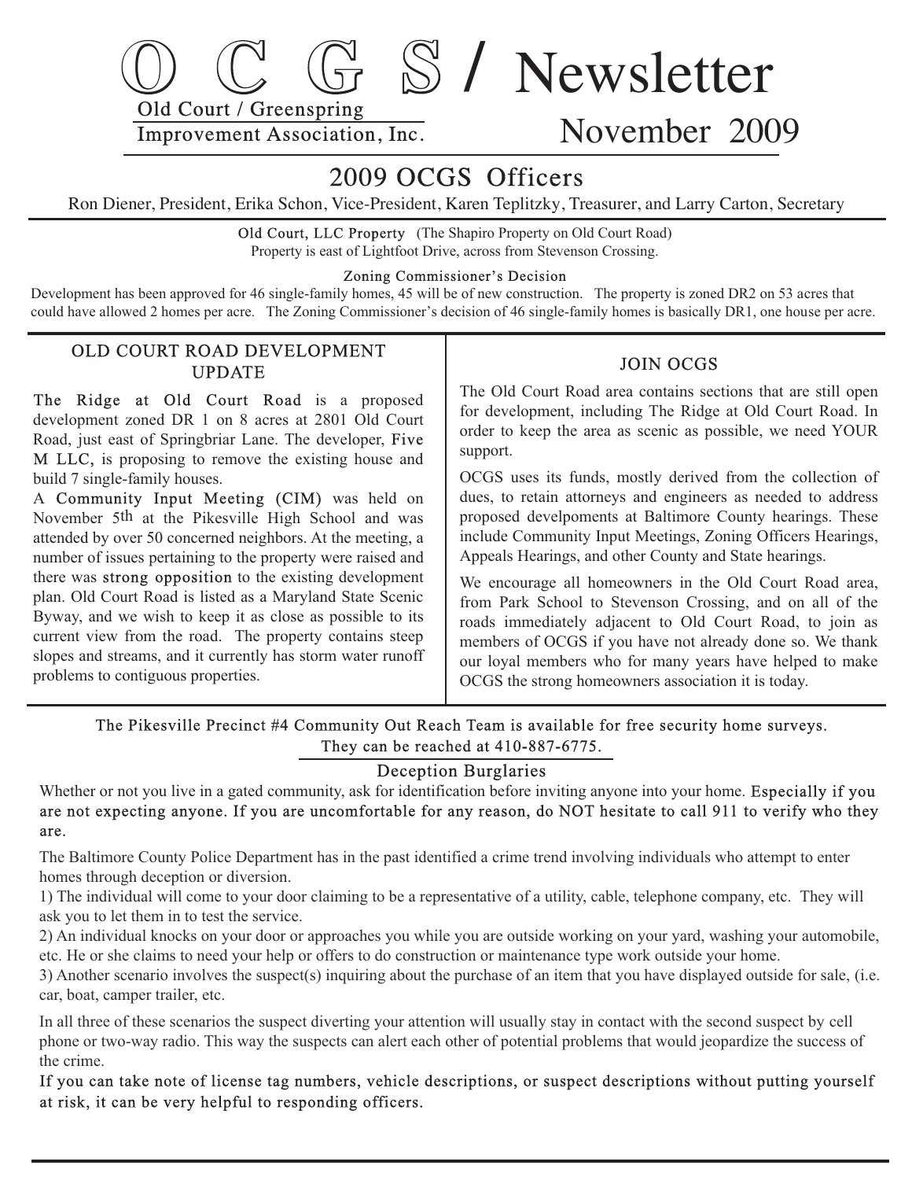# O C G S / Newsletter

Old Court / Greenspring
Improvement Association, Inc.

November 2009

## 2009 OCGS Officers

Ron Diener, President, Erika Schon, Vice-President, Karen Teplitzky, Treasurer, and Larry Carton, Secretary

Old Court, LLC Property (The Shapiro Property on Old Court Road)
Property is east of Lightfoot Drive, across from Stevenson Crossing.

### Zoning Commissioner's Decision

Development has been approved for 46 single-family homes, 45 will be of new construction. The property is zoned DR2 on 53 acres that could have allowed 2 homes per acre. The Zoning Commissioner's decision of 46 single-family homes is basically DR1, one house per acre.

## OLD COURT ROAD DEVELOPMENT UPDATE

The Ridge at Old Court Road is a proposed development zoned DR 1 on 8 acres at 2801 Old Court Road, just east of Springbriar Lane. The developer, Five M LLC, is proposing to remove the existing house and build 7 single-family houses.

A Community Input Meeting (CIM) was held on November 5th at the Pikesville High School and was attended by over 50 concerned neighbors. At the meeting, a number of issues pertaining to the property were raised and there was strong opposition to the existing development plan. Old Court Road is listed as a Maryland State Scenic Byway, and we wish to keep it as close as possible to its current view from the road. The property contains steep slopes and streams, and it currently has storm water runoff problems to contiguous properties.

## JOIN OCGS

The Old Court Road area contains sections that are still open for development, including The Ridge at Old Court Road. In order to keep the area as scenic as possible, we need YOUR support.

OCGS uses its funds, mostly derived from the collection of dues, to retain attorneys and engineers as needed to address proposed develpoments at Baltimore County hearings. These include Community Input Meetings, Zoning Officers Hearings, Appeals Hearings, and other County and State hearings.

We encourage all homeowners in the Old Court Road area, from Park School to Stevenson Crossing, and on all of the roads immediately adjacent to Old Court Road, to join as members of OCGS if you have not already done so. We thank our loyal members who for many years have helped to make OCGS the strong homeowners association it is today.

The Pikesville Precinct #4 Community Out Reach Team is available for free security home surveys.
They can be reached at 410-887-6775.

### Deception Burglaries

Whether or not you live in a gated community, ask for identification before inviting anyone into your home. Especially if you are not expecting anyone. If you are uncomfortable for any reason, do NOT hesitate to call 911 to verify who they are.

The Baltimore County Police Department has in the past identified a crime trend involving individuals who attempt to enter homes through deception or diversion.

1) The individual will come to your door claiming to be a representative of a utility, cable, telephone company, etc. They will ask you to let them in to test the service.
2) An individual knocks on your door or approaches you while you are outside working on your yard, washing your automobile, etc. He or she claims to need your help or offers to do construction or maintenance type work outside your home.
3) Another scenario involves the suspect(s) inquiring about the purchase of an item that you have displayed outside for sale, (i.e. car, boat, camper trailer, etc.

In all three of these scenarios the suspect diverting your attention will usually stay in contact with the second suspect by cell phone or two-way radio. This way the suspects can alert each other of potential problems that would jeopardize the success of the crime.

If you can take note of license tag numbers, vehicle descriptions, or suspect descriptions without putting yourself at risk, it can be very helpful to responding officers.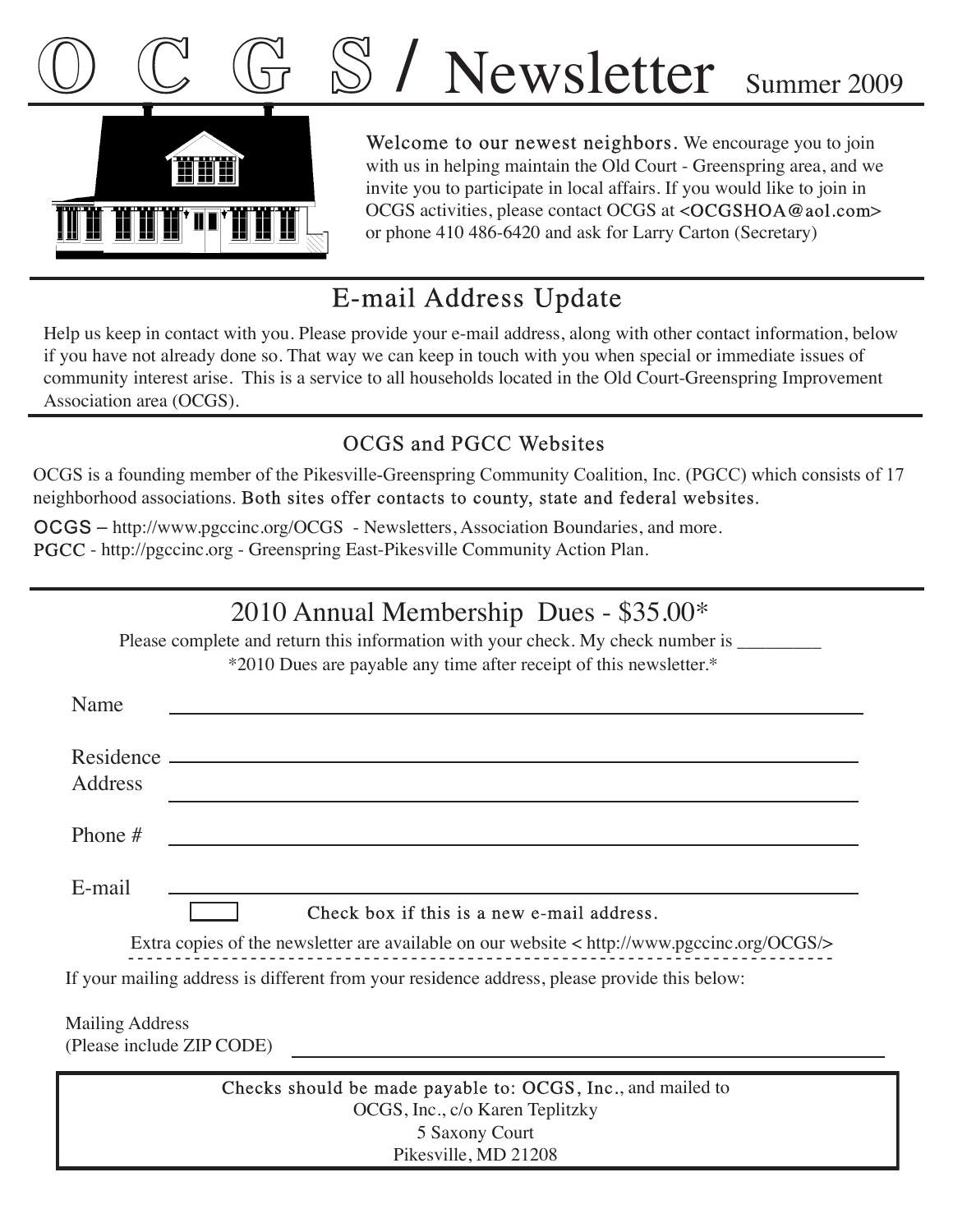# O C G S / Newsletter Summer 2009

**Welcome to our newest neighbors.** We encourage you to join with us in helping maintain the Old Court - Greenspring area, and we invite you to participate in local affairs. If you would like to join in OCGS activities, please contact OCGS at <OCGSHOA@aol.com> or phone 410 486-6420 and ask for Larry Carton (Secretary)

## E-mail Address Update

Help us keep in contact with you. Please provide your e-mail address, along with other contact information, below if you have not already done so. That way we can keep in touch with you when special or immediate issues of community interest arise. This is a service to all households located in the Old Court-Greenspring Improvement Association area (OCGS).

### OCGS and PGCC Websites

OCGS is a founding member of the Pikesville-Greenspring Community Coalition, Inc. (PGCC) which consists of 17 neighborhood associations. Both sites offer contacts to county, state and federal websites.

OCGS – http://www.pgccinc.org/OCGS - Newsletters, Association Boundaries, and more.
PGCC - http://pgccinc.org - Greenspring East-Pikesville Community Action Plan.

## 2010 Annual Membership Dues - $35.00*

Please complete and return this information with your check. My check number is _________

*2010 Dues are payable any time after receipt of this newsletter.*

Name ______________________________

Residence Address ______________________________

______________________________

Phone # ______________________________

E-mail ______________________________

☐ Check box if this is a new e-mail address.

Extra copies of the newsletter are available on our website < http://www.pgccinc.org/OCGS/>

- - - - - - - - - - - - - - - - - - - - - - - - - - - - - - - - - - - - - - - -

If your mailing address is different from your residence address, please provide this below:

Mailing Address
(Please include ZIP CODE) ______________________________

Checks should be made payable to: OCGS, Inc., and mailed to
OCGS, Inc., c/o Karen Teplitzky
5 Saxony Court
Pikesville, MD 21208